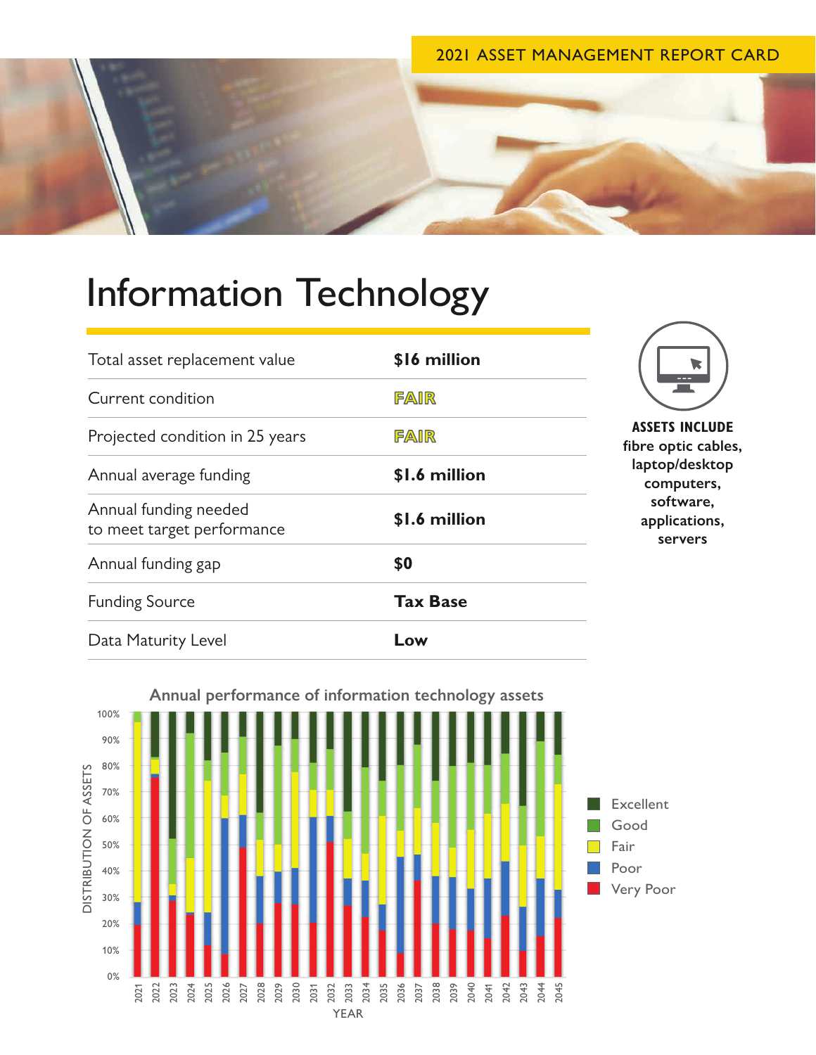2021 ASSET MANAGEMENT REPORT CARD

# Information Technology

| | |
|---|---|
| Total asset replacement value | **$16 million** |
| Current condition | **FAIR** |
| Projected condition in 25 years | **FAIR** |
| Annual average funding | **$1.6 million** |
| Annual funding needed to meet target performance | **$1.6 million** |
| Annual funding gap | **$0** |
| Funding Source | **Tax Base** |
| Data Maturity Level | **Low** |

**ASSETS INCLUDE**
**fibre optic cables, laptop/desktop computers, software, applications, servers**

**Annual performance of information technology assets**

DISTRIBUTION OF ASSETS: 0%, 10%, 20%, 30%, 40%, 50%, 60%, 70%, 80%, 90%, 100%

YEAR: 2021, 2022, 2023, 2024, 2025, 2026, 2027, 2028, 2029, 2030, 2031, 2032, 2033, 2034, 2035, 2036, 2037, 2038, 2039, 2040, 2041, 2042, 2043, 2044, 2045

Legend: Excellent, Good, Fair, Poor, Very Poor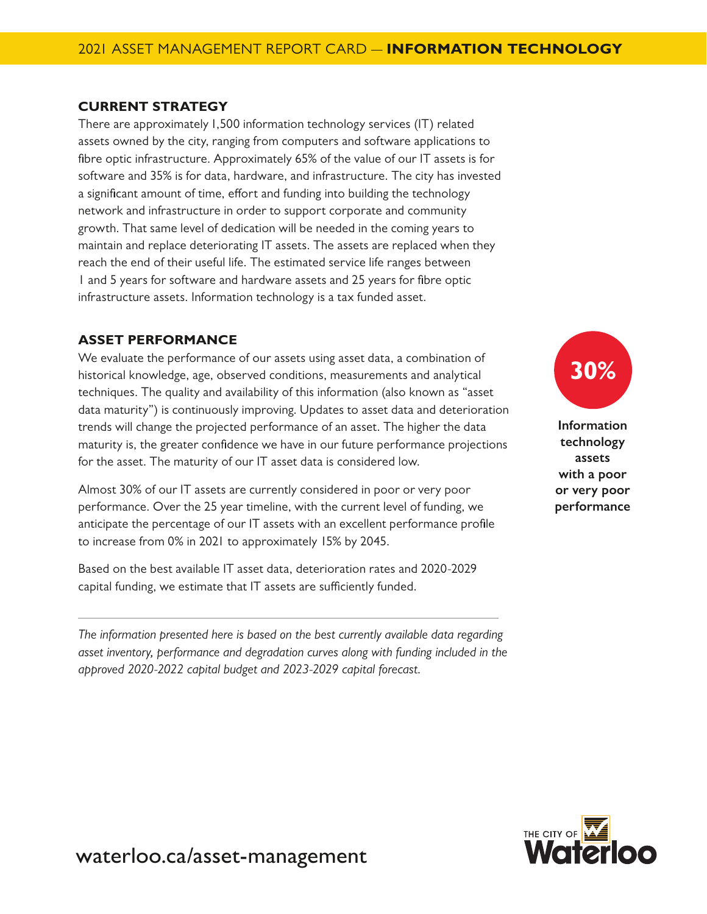## CURRENT STRATEGY

There are approximately 1,500 information technology services (IT) related assets owned by the city, ranging from computers and software applications to fibre optic infrastructure. Approximately 65% of the value of our IT assets is for software and 35% is for data, hardware, and infrastructure. The city has invested a significant amount of time, effort and funding into building the technology network and infrastructure in order to support corporate and community growth. That same level of dedication will be needed in the coming years to maintain and replace deteriorating IT assets. The assets are replaced when they reach the end of their useful life. The estimated service life ranges between 1 and 5 years for software and hardware assets and 25 years for fibre optic infrastructure assets. Information technology is a tax funded asset.

## ASSET PERFORMANCE

We evaluate the performance of our assets using asset data, a combination of historical knowledge, age, observed conditions, measurements and analytical techniques. The quality and availability of this information (also known as "asset data maturity") is continuously improving. Updates to asset data and deterioration trends will change the projected performance of an asset. The higher the data maturity is, the greater confidence we have in our future performance projections for the asset. The maturity of our IT asset data is considered low.

**30%**

**Information technology assets with a poor or very poor performance**

Almost 30% of our IT assets are currently considered in poor or very poor performance. Over the 25 year timeline, with the current level of funding, we anticipate the percentage of our IT assets with an excellent performance profile to increase from 0% in 2021 to approximately 15% by 2045.

Based on the best available IT asset data, deterioration rates and 2020-2029 capital funding, we estimate that IT assets are sufficiently funded.

---

*The information presented here is based on the best currently available data regarding asset inventory, performance and degradation curves along with funding included in the approved 2020-2022 capital budget and 2023-2029 capital forecast.*

waterloo.ca/asset-management

THE CITY OF Waterloo